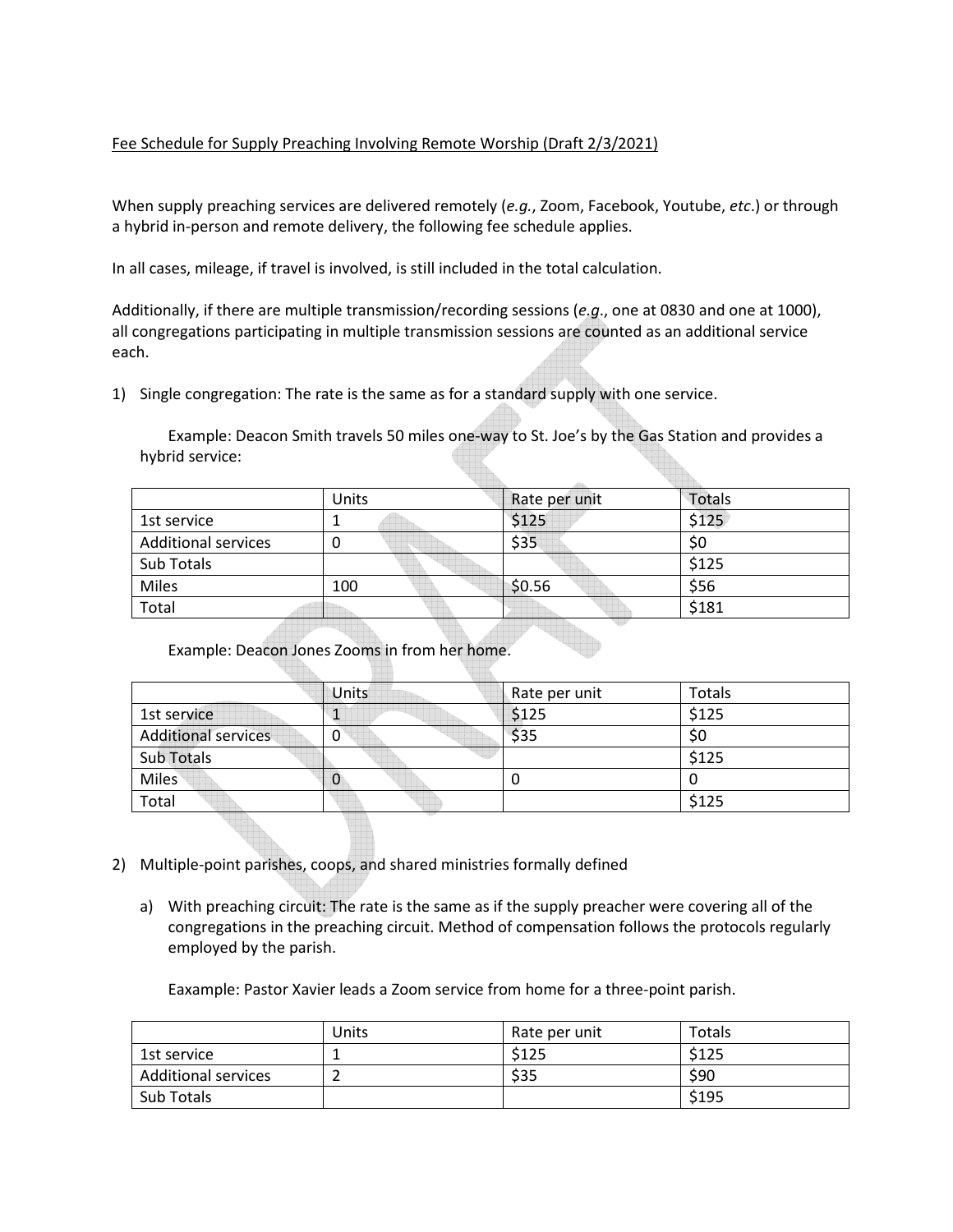Fee Schedule for Supply Preaching Involving Remote Worship (Draft 2/3/2021)

When supply preaching services are delivered remotely (*e.g.*, Zoom, Facebook, Youtube, *etc.*) or through a hybrid in-person and remote delivery, the following fee schedule applies.

In all cases, mileage, if travel is involved, is still included in the total calculation.

Additionally, if there are multiple transmission/recording sessions (*e.g.*, one at 0830 and one at 1000), all congregations participating in multiple transmission sessions are counted as an additional service each.

1) Single congregation: The rate is the same as for a standard supply with one service.

Example: Deacon Smith travels 50 miles one-way to St. Joe's by the Gas Station and provides a hybrid service:

| | Units | Rate per unit | Totals |
|---|---|---|---|
| 1st service | 1 | $125 | $125 |
| Additional services | 0 | $35 | $0 |
| Sub Totals | | | $125 |
| Miles | 100 | $0.56 | $56 |
| Total | | | $181 |

Example: Deacon Jones Zooms in from her home.

| | Units | Rate per unit | Totals |
|---|---|---|---|
| 1st service | 1 | $125 | $125 |
| Additional services | 0 | $35 | $0 |
| Sub Totals | | | $125 |
| Miles | 0 | 0 | 0 |
| Total | | | $125 |

2) Multiple-point parishes, coops, and shared ministries formally defined

   a) With preaching circuit: The rate is the same as if the supply preacher were covering all of the congregations in the preaching circuit. Method of compensation follows the protocols regularly employed by the parish.

   Eaxample: Pastor Xavier leads a Zoom service from home for a three-point parish.

| | Units | Rate per unit | Totals |
|---|---|---|---|
| 1st service | 1 | $125 | $125 |
| Additional services | 2 | $35 | $90 |
| Sub Totals | | | $195 |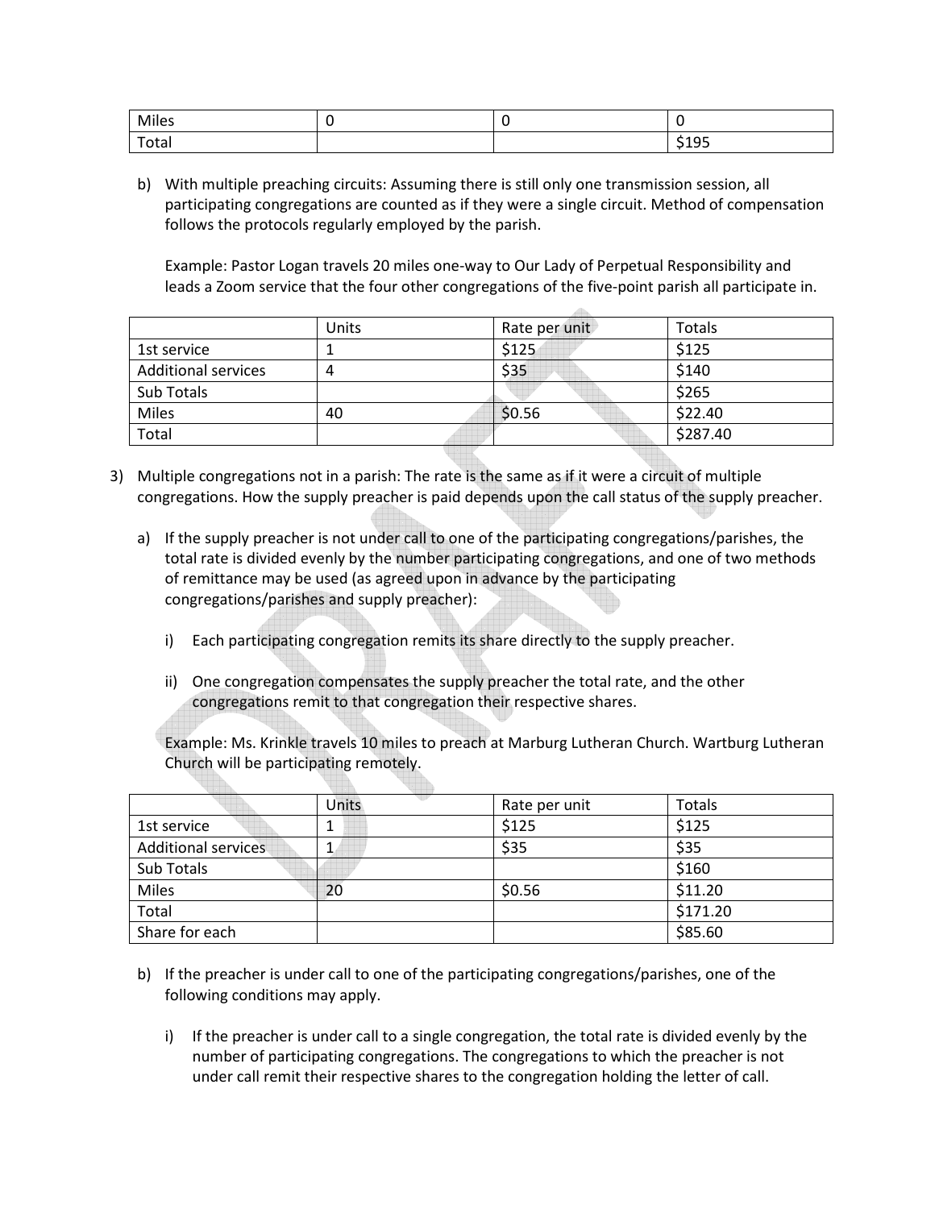| | | | |
|---|---|---|---|
| Miles | 0 | 0 | 0 |
| Total | | | $195 |

b) With multiple preaching circuits: Assuming there is still only one transmission session, all participating congregations are counted as if they were a single circuit. Method of compensation follows the protocols regularly employed by the parish.

   Example: Pastor Logan travels 20 miles one-way to Our Lady of Perpetual Responsibility and leads a Zoom service that the four other congregations of the five-point parish all participate in.

| | Units | Rate per unit | Totals |
|---|---|---|---|
| 1st service | 1 | $125 | $125 |
| Additional services | 4 | $35 | $140 |
| Sub Totals | | | $265 |
| Miles | 40 | $0.56 | $22.40 |
| Total | | | $287.40 |

3) Multiple congregations not in a parish: The rate is the same as if it were a circuit of multiple congregations. How the supply preacher is paid depends upon the call status of the supply preacher.

   a) If the supply preacher is not under call to one of the participating congregations/parishes, the total rate is divided evenly by the number participating congregations, and one of two methods of remittance may be used (as agreed upon in advance by the participating congregations/parishes and supply preacher):

      i) Each participating congregation remits its share directly to the supply preacher.

      ii) One congregation compensates the supply preacher the total rate, and the other congregations remit to that congregation their respective shares.

   Example: Ms. Krinkle travels 10 miles to preach at Marburg Lutheran Church. Wartburg Lutheran Church will be participating remotely.

| | Units | Rate per unit | Totals |
|---|---|---|---|
| 1st service | 1 | $125 | $125 |
| Additional services | 1 | $35 | $35 |
| Sub Totals | | | $160 |
| Miles | 20 | $0.56 | $11.20 |
| Total | | | $171.20 |
| Share for each | | | $85.60 |

   b) If the preacher is under call to one of the participating congregations/parishes, one of the following conditions may apply.

      i) If the preacher is under call to a single congregation, the total rate is divided evenly by the number of participating congregations. The congregations to which the preacher is not under call remit their respective shares to the congregation holding the letter of call.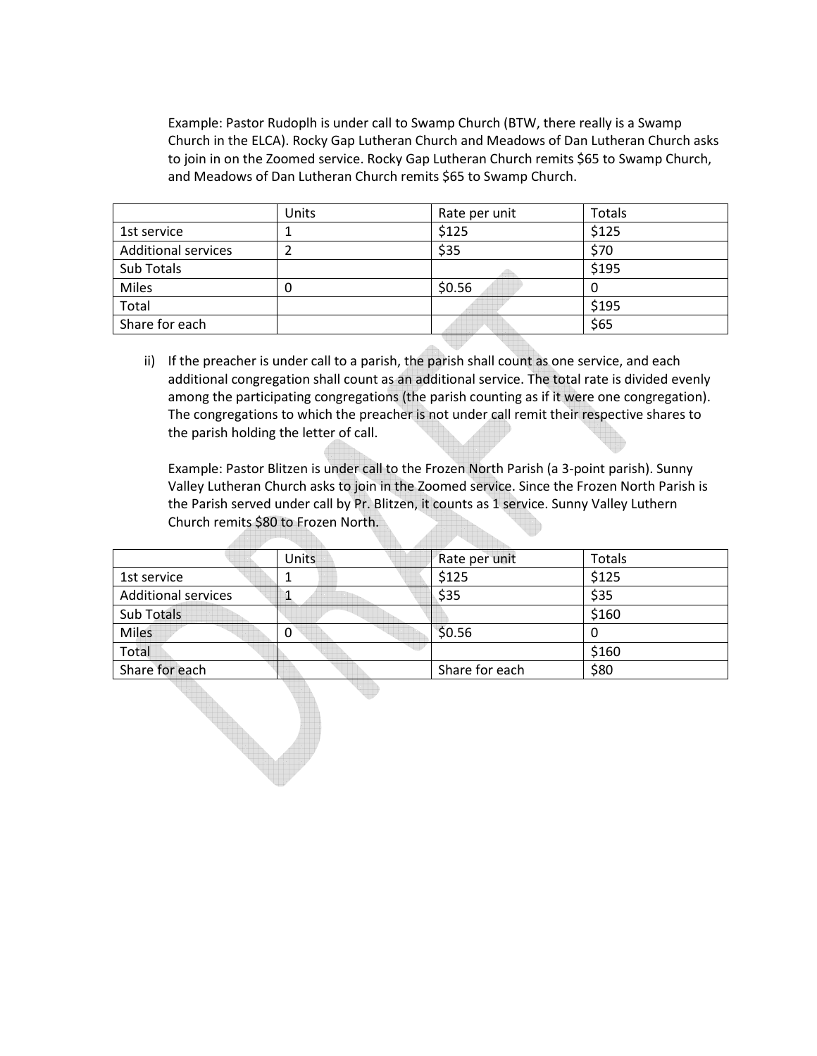Example: Pastor Rudoplh is under call to Swamp Church (BTW, there really is a Swamp Church in the ELCA). Rocky Gap Lutheran Church and Meadows of Dan Lutheran Church asks to join in on the Zoomed service. Rocky Gap Lutheran Church remits $65 to Swamp Church, and Meadows of Dan Lutheran Church remits $65 to Swamp Church.

| | Units | Rate per unit | Totals |
|---|---|---|---|
| 1st service | 1 | $125 | $125 |
| Additional services | 2 | $35 | $70 |
| Sub Totals | | | $195 |
| Miles | 0 | $0.56 | 0 |
| Total | | | $195 |
| Share for each | | | $65 |

ii) If the preacher is under call to a parish, the parish shall count as one service, and each additional congregation shall count as an additional service. The total rate is divided evenly among the participating congregations (the parish counting as if it were one congregation). The congregations to which the preacher is not under call remit their respective shares to the parish holding the letter of call.

Example: Pastor Blitzen is under call to the Frozen North Parish (a 3-point parish). Sunny Valley Lutheran Church asks to join in the Zoomed service. Since the Frozen North Parish is the Parish served under call by Pr. Blitzen, it counts as 1 service. Sunny Valley Luthern Church remits $80 to Frozen North.

| | Units | Rate per unit | Totals |
|---|---|---|---|
| 1st service | 1 | $125 | $125 |
| Additional services | 1 | $35 | $35 |
| Sub Totals | | | $160 |
| Miles | 0 | $0.56 | 0 |
| Total | | | $160 |
| Share for each | | Share for each | $80 |